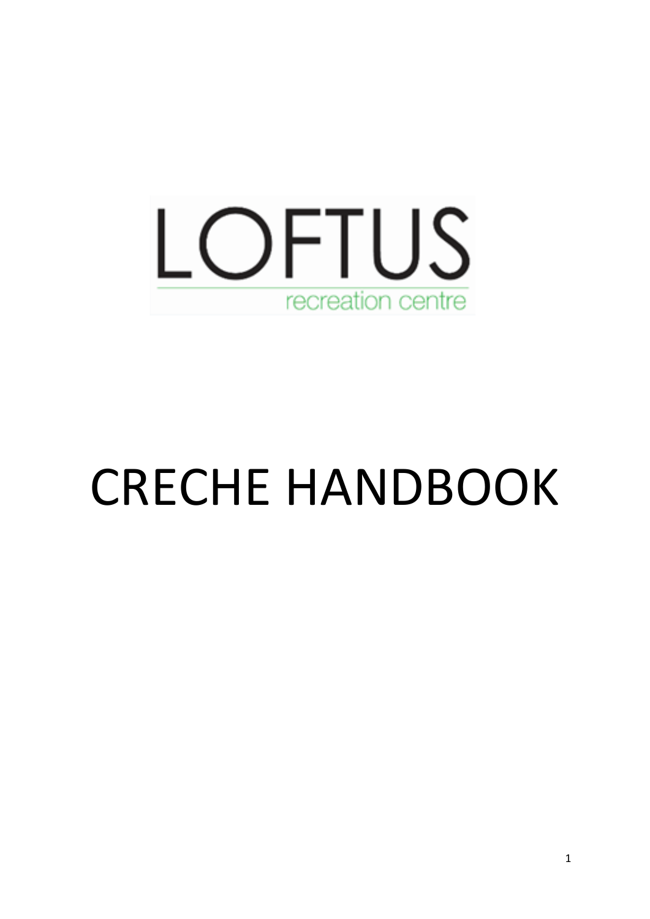LOFTUS

recreation centre

# CRECHE HANDBOOK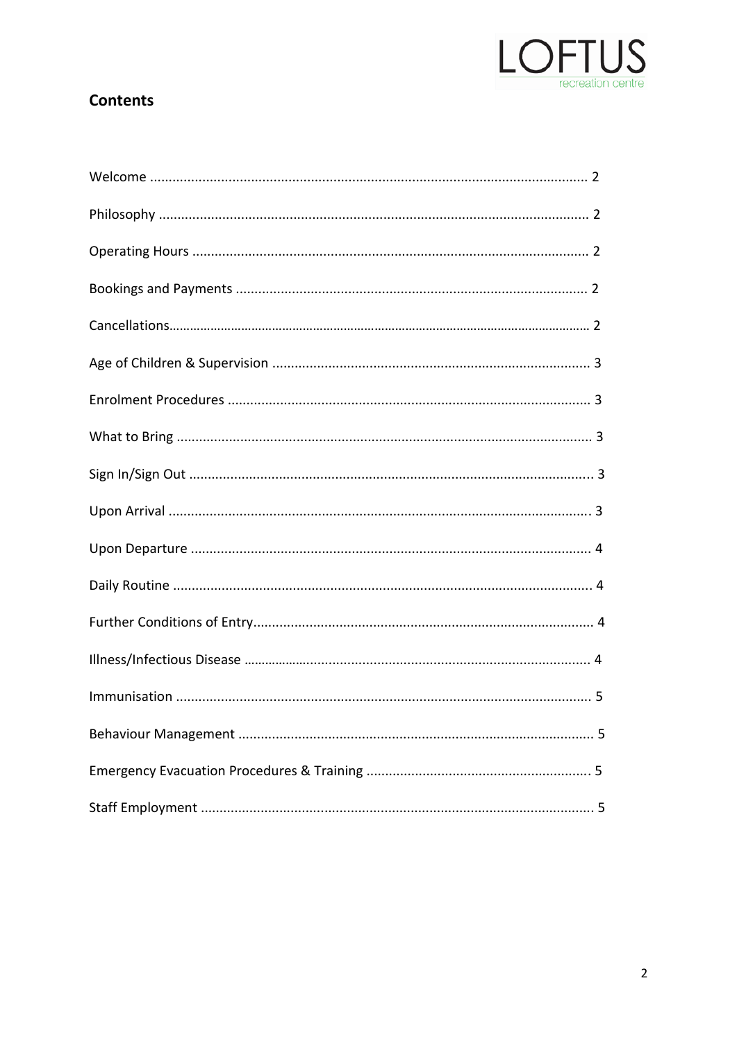## Contents

Welcome .................................................................................................................. 2

Philosophy ................................................................................................................ 2

Operating Hours ....................................................................................................... 2

Bookings and Payments ............................................................................................ 2

Cancellations.............................................................................................................. 2

Age of Children & Supervision .................................................................................. 3

Enrolment Procedures .............................................................................................. 3

What to Bring ............................................................................................................ 3

Sign In/Sign Out ........................................................................................................ 3

Upon Arrival .............................................................................................................. 3

Upon Departure ........................................................................................................ 4

Daily Routine ............................................................................................................ 4

Further Conditions of Entry....................................................................................... 4

Illness/Infectious Disease .......................................................................................... 4

Immunisation ............................................................................................................ 5

Behaviour Management ............................................................................................ 5

Emergency Evacuation Procedures & Training .......................................................... 5

Staff Employment ...................................................................................................... 5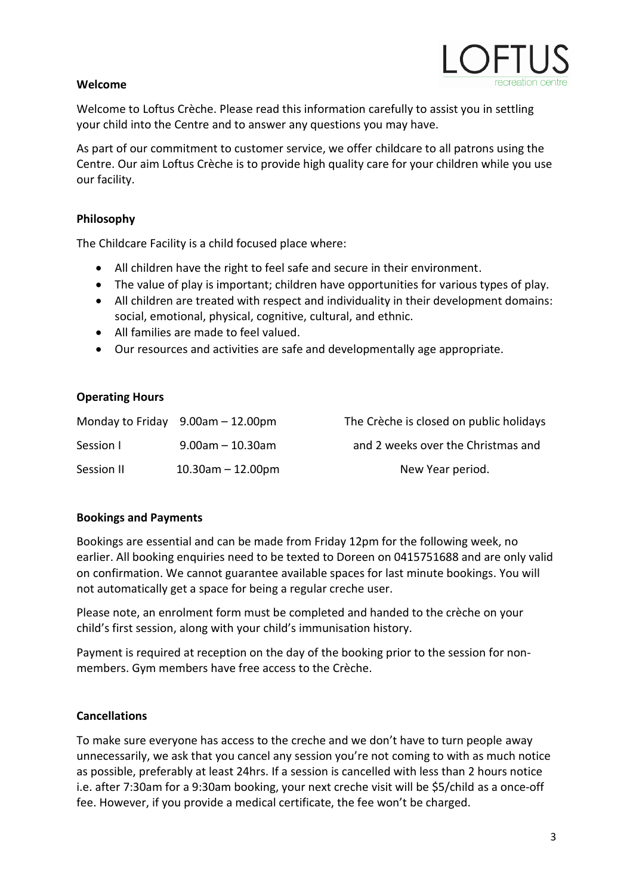## Welcome

Welcome to Loftus Crèche. Please read this information carefully to assist you in settling your child into the Centre and to answer any questions you may have.

As part of our commitment to customer service, we offer childcare to all patrons using the Centre. Our aim Loftus Crèche is to provide high quality care for your children while you use our facility.

## Philosophy

The Childcare Facility is a child focused place where:

- All children have the right to feel safe and secure in their environment.
- The value of play is important; children have opportunities for various types of play.
- All children are treated with respect and individuality in their development domains: social, emotional, physical, cognitive, cultural, and ethnic.
- All families are made to feel valued.
- Our resources and activities are safe and developmentally age appropriate.

## Operating Hours

| | |
|---|---|
| Monday to Friday | 9.00am – 12.00pm |
| Session I | 9.00am – 10.30am |
| Session II | 10.30am – 12.00pm |

The Crèche is closed on public holidays and 2 weeks over the Christmas and New Year period.

## Bookings and Payments

Bookings are essential and can be made from Friday 12pm for the following week, no earlier. All booking enquiries need to be texted to Doreen on 0415751688 and are only valid on confirmation. We cannot guarantee available spaces for last minute bookings. You will not automatically get a space for being a regular creche user.

Please note, an enrolment form must be completed and handed to the crèche on your child's first session, along with your child's immunisation history.

Payment is required at reception on the day of the booking prior to the session for non-members. Gym members have free access to the Crèche.

## Cancellations

To make sure everyone has access to the creche and we don't have to turn people away unnecessarily, we ask that you cancel any session you're not coming to with as much notice as possible, preferably at least 24hrs. If a session is cancelled with less than 2 hours notice i.e. after 7:30am for a 9:30am booking, your next creche visit will be $5/child as a once-off fee. However, if you provide a medical certificate, the fee won't be charged.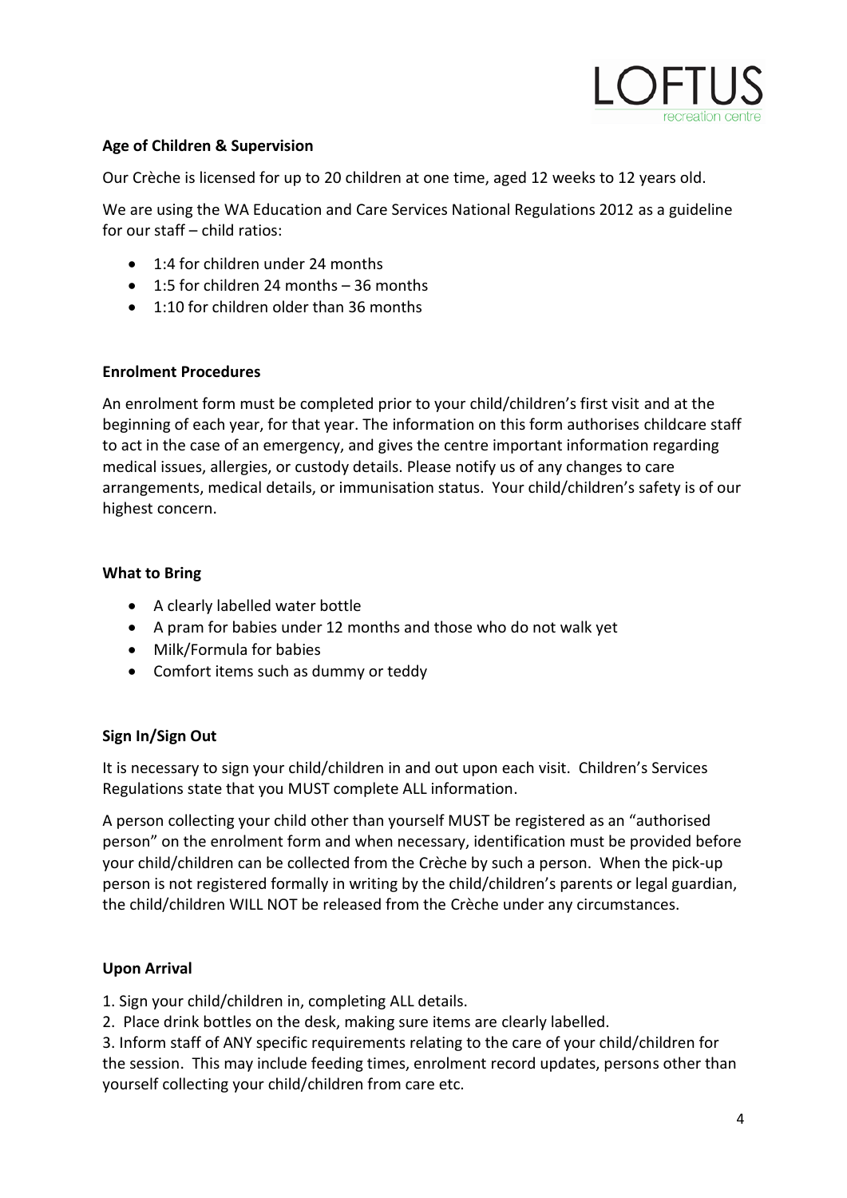**Age of Children & Supervision**

Our Crèche is licensed for up to 20 children at one time, aged 12 weeks to 12 years old.

We are using the WA Education and Care Services National Regulations 2012 as a guideline for our staff – child ratios:

- 1:4 for children under 24 months
- 1:5 for children 24 months – 36 months
- 1:10 for children older than 36 months

**Enrolment Procedures**

An enrolment form must be completed prior to your child/children's first visit and at the beginning of each year, for that year. The information on this form authorises childcare staff to act in the case of an emergency, and gives the centre important information regarding medical issues, allergies, or custody details. Please notify us of any changes to care arrangements, medical details, or immunisation status. Your child/children's safety is of our highest concern.

**What to Bring**

- A clearly labelled water bottle
- A pram for babies under 12 months and those who do not walk yet
- Milk/Formula for babies
- Comfort items such as dummy or teddy

**Sign In/Sign Out**

It is necessary to sign your child/children in and out upon each visit. Children's Services Regulations state that you MUST complete ALL information.

A person collecting your child other than yourself MUST be registered as an "authorised person" on the enrolment form and when necessary, identification must be provided before your child/children can be collected from the Crèche by such a person. When the pick-up person is not registered formally in writing by the child/children's parents or legal guardian, the child/children WILL NOT be released from the Crèche under any circumstances.

**Upon Arrival**

1. Sign your child/children in, completing ALL details.
2. Place drink bottles on the desk, making sure items are clearly labelled.
3. Inform staff of ANY specific requirements relating to the care of your child/children for the session. This may include feeding times, enrolment record updates, persons other than yourself collecting your child/children from care etc.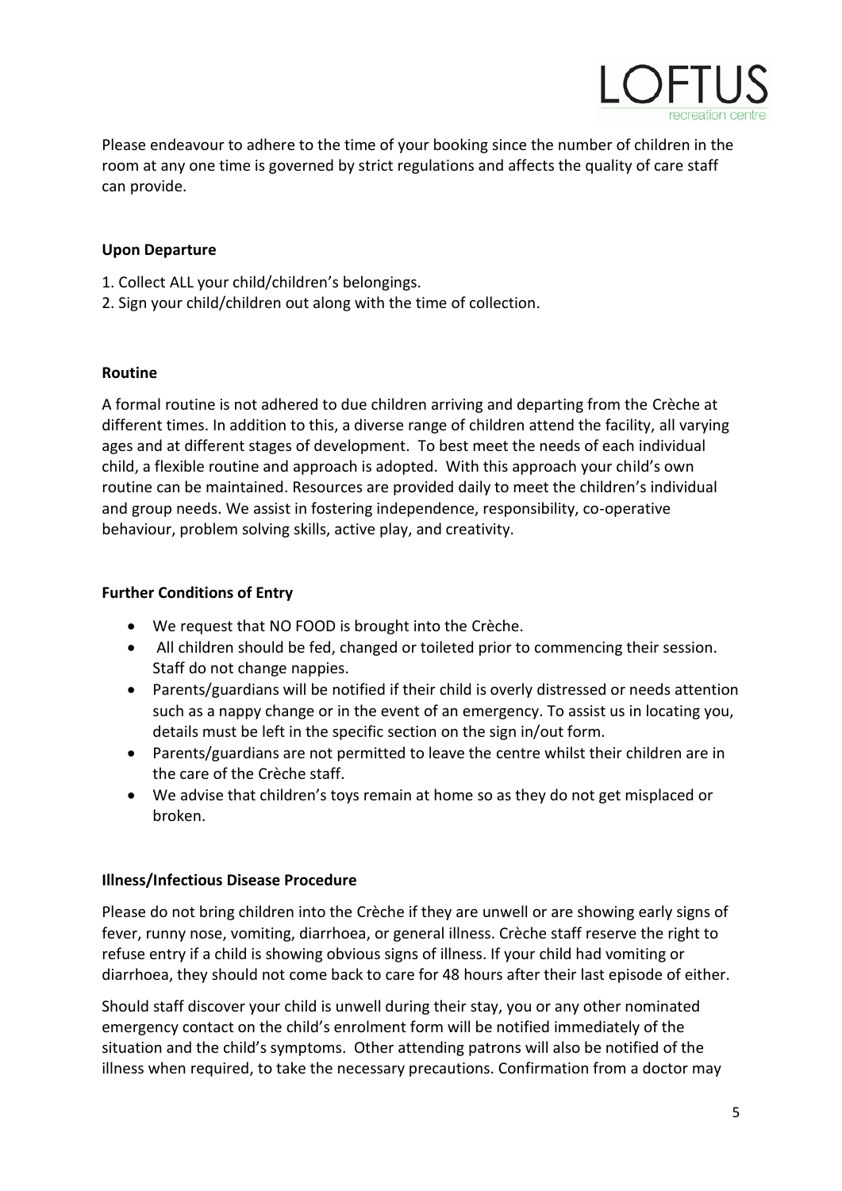Please endeavour to adhere to the time of your booking since the number of children in the room at any one time is governed by strict regulations and affects the quality of care staff can provide.

**Upon Departure**

1. Collect ALL your child/children's belongings.
2. Sign your child/children out along with the time of collection.

**Routine**

A formal routine is not adhered to due children arriving and departing from the Crèche at different times. In addition to this, a diverse range of children attend the facility, all varying ages and at different stages of development. To best meet the needs of each individual child, a flexible routine and approach is adopted. With this approach your child's own routine can be maintained. Resources are provided daily to meet the children's individual and group needs. We assist in fostering independence, responsibility, co-operative behaviour, problem solving skills, active play, and creativity.

**Further Conditions of Entry**

- We request that NO FOOD is brought into the Crèche.
- All children should be fed, changed or toileted prior to commencing their session. Staff do not change nappies.
- Parents/guardians will be notified if their child is overly distressed or needs attention such as a nappy change or in the event of an emergency. To assist us in locating you, details must be left in the specific section on the sign in/out form.
- Parents/guardians are not permitted to leave the centre whilst their children are in the care of the Crèche staff.
- We advise that children's toys remain at home so as they do not get misplaced or broken.

**Illness/Infectious Disease Procedure**

Please do not bring children into the Crèche if they are unwell or are showing early signs of fever, runny nose, vomiting, diarrhoea, or general illness. Crèche staff reserve the right to refuse entry if a child is showing obvious signs of illness. If your child had vomiting or diarrhoea, they should not come back to care for 48 hours after their last episode of either.

Should staff discover your child is unwell during their stay, you or any other nominated emergency contact on the child's enrolment form will be notified immediately of the situation and the child's symptoms. Other attending patrons will also be notified of the illness when required, to take the necessary precautions. Confirmation from a doctor may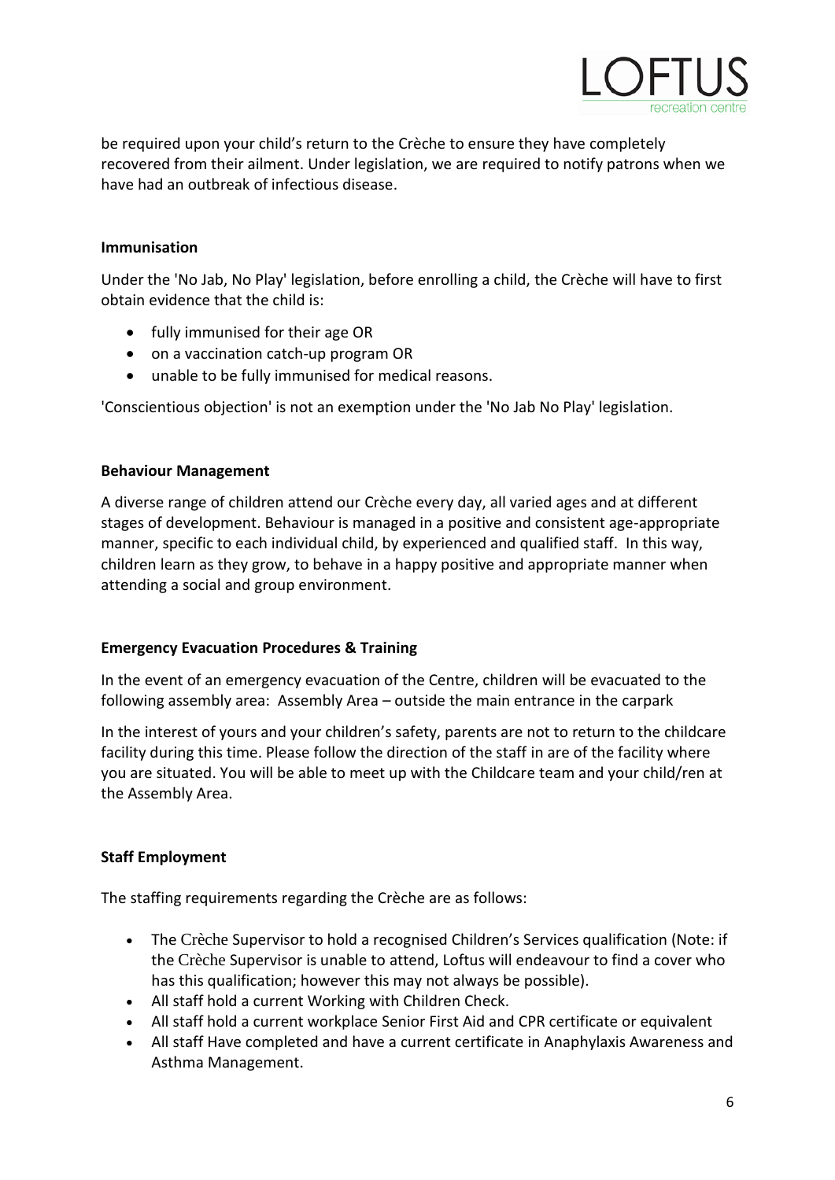be required upon your child's return to the Crèche to ensure they have completely recovered from their ailment. Under legislation, we are required to notify patrons when we have had an outbreak of infectious disease.

**Immunisation**

Under the 'No Jab, No Play' legislation, before enrolling a child, the Crèche will have to first obtain evidence that the child is:

- fully immunised for their age OR
- on a vaccination catch-up program OR
- unable to be fully immunised for medical reasons.

'Conscientious objection' is not an exemption under the 'No Jab No Play' legislation.

**Behaviour Management**

A diverse range of children attend our Crèche every day, all varied ages and at different stages of development. Behaviour is managed in a positive and consistent age-appropriate manner, specific to each individual child, by experienced and qualified staff. In this way, children learn as they grow, to behave in a happy positive and appropriate manner when attending a social and group environment.

**Emergency Evacuation Procedures & Training**

In the event of an emergency evacuation of the Centre, children will be evacuated to the following assembly area: Assembly Area – outside the main entrance in the carpark

In the interest of yours and your children's safety, parents are not to return to the childcare facility during this time. Please follow the direction of the staff in are of the facility where you are situated. You will be able to meet up with the Childcare team and your child/ren at the Assembly Area.

**Staff Employment**

The staffing requirements regarding the Crèche are as follows:

- The Crèche Supervisor to hold a recognised Children's Services qualification (Note: if the Crèche Supervisor is unable to attend, Loftus will endeavour to find a cover who has this qualification; however this may not always be possible).
- All staff hold a current Working with Children Check.
- All staff hold a current workplace Senior First Aid and CPR certificate or equivalent
- All staff Have completed and have a current certificate in Anaphylaxis Awareness and Asthma Management.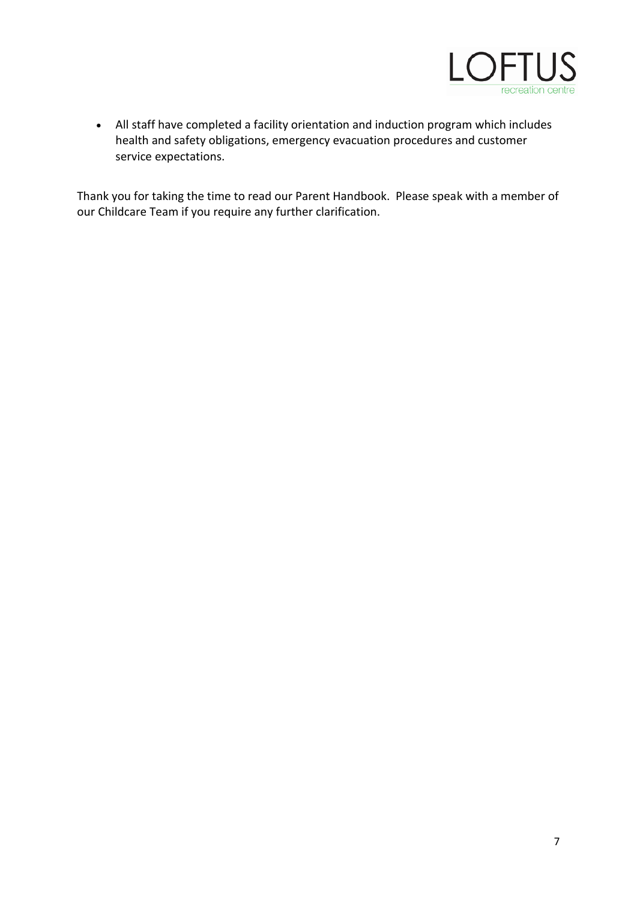- All staff have completed a facility orientation and induction program which includes health and safety obligations, emergency evacuation procedures and customer service expectations.

Thank you for taking the time to read our Parent Handbook. Please speak with a member of our Childcare Team if you require any further clarification.